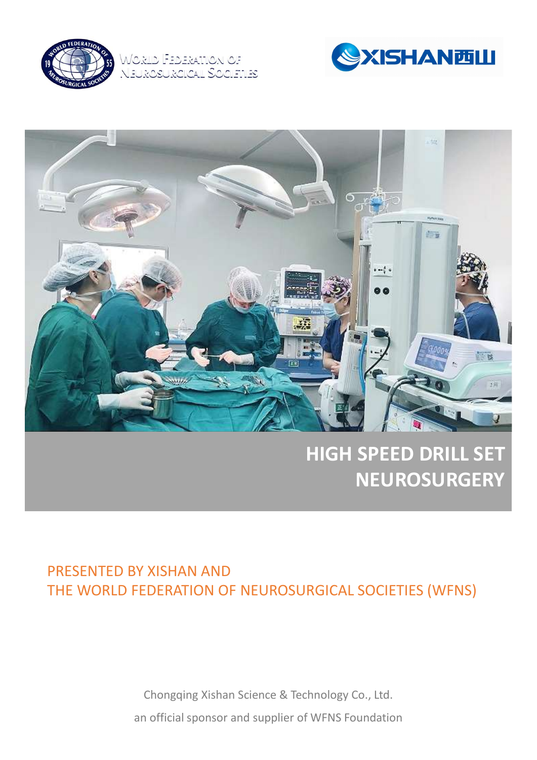WORLD FEDERATION OF NEUROSURGICAL SOCIETIES

XISHAN西山

# HIGH SPEED DRILL SET NEUROSURGERY

PRESENTED BY XISHAN AND
THE WORLD FEDERATION OF NEUROSURGICAL SOCIETIES (WFNS)

Chongqing Xishan Science & Technology Co., Ltd.

an official sponsor and supplier of WFNS Foundation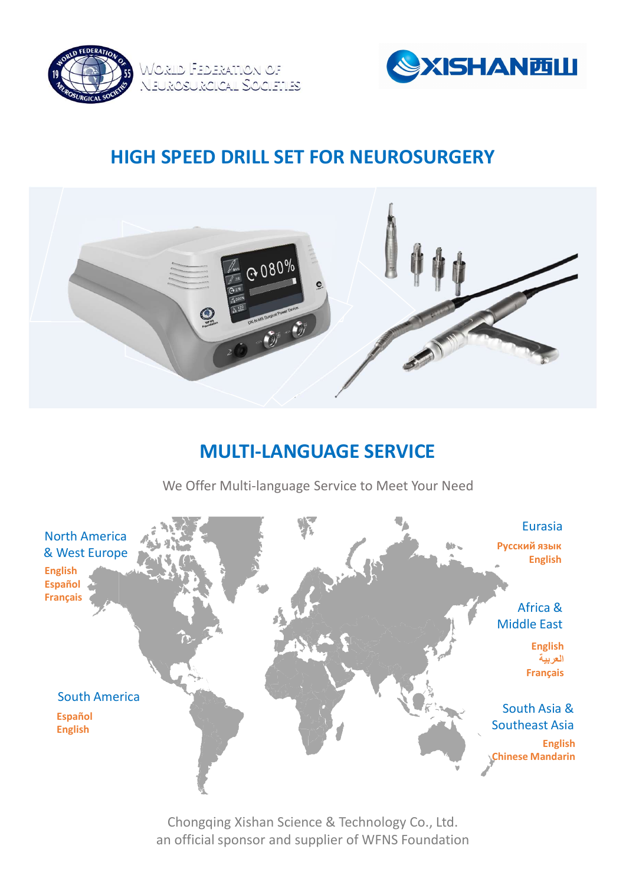World Federation of Neurosurgical Societies

XISHAN 西山

# HIGH SPEED DRILL SET FOR NEUROSURGERY

## MULTI-LANGUAGE SERVICE

We Offer Multi-language Service to Meet Your Need

**North America & West Europe**
- English
- Español
- Français

**South America**
- Español
- English

**Eurasia**
- Русский язык
- English

**Africa & Middle East**
- English
- العربية
- Français

**South Asia & Southeast Asia**
- English
- Chinese Mandarin

Chongqing Xishan Science & Technology Co., Ltd.
an official sponsor and supplier of WFNS Foundation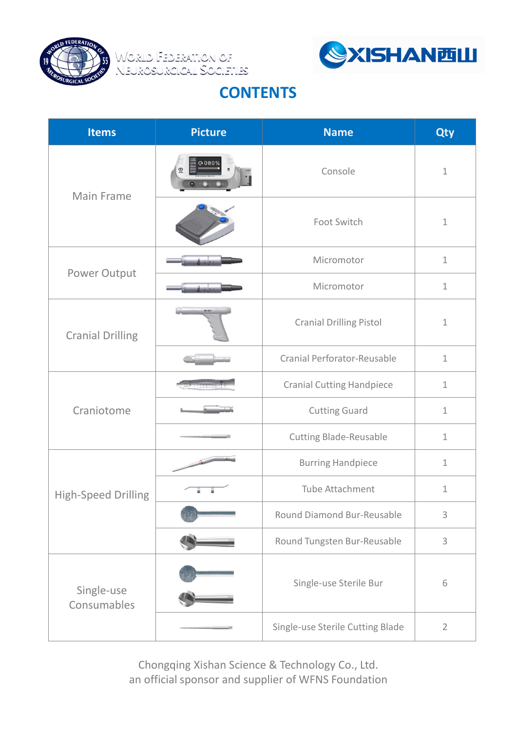World Federation of Neurosurgical Societies

XISHAN西山

# CONTENTS

| Items | Picture | Name | Qty |
|---|---|---|---|
| Main Frame | | Console | 1 |
| | | Foot Switch | 1 |
| Power Output | | Micromotor | 1 |
| | | Micromotor | 1 |
| Cranial Drilling | | Cranial Drilling Pistol | 1 |
| | | Cranial Perforator-Reusable | 1 |
| Craniotome | | Cranial Cutting Handpiece | 1 |
| | | Cutting Guard | 1 |
| | | Cutting Blade-Reusable | 1 |
| High-Speed Drilling | | Burring Handpiece | 1 |
| | | Tube Attachment | 1 |
| | | Round Diamond Bur-Reusable | 3 |
| | | Round Tungsten Bur-Reusable | 3 |
| Single-use Consumables | | Single-use Sterile Bur | 6 |
| | | Single-use Sterile Cutting Blade | 2 |

Chongqing Xishan Science & Technology Co., Ltd.
an official sponsor and supplier of WFNS Foundation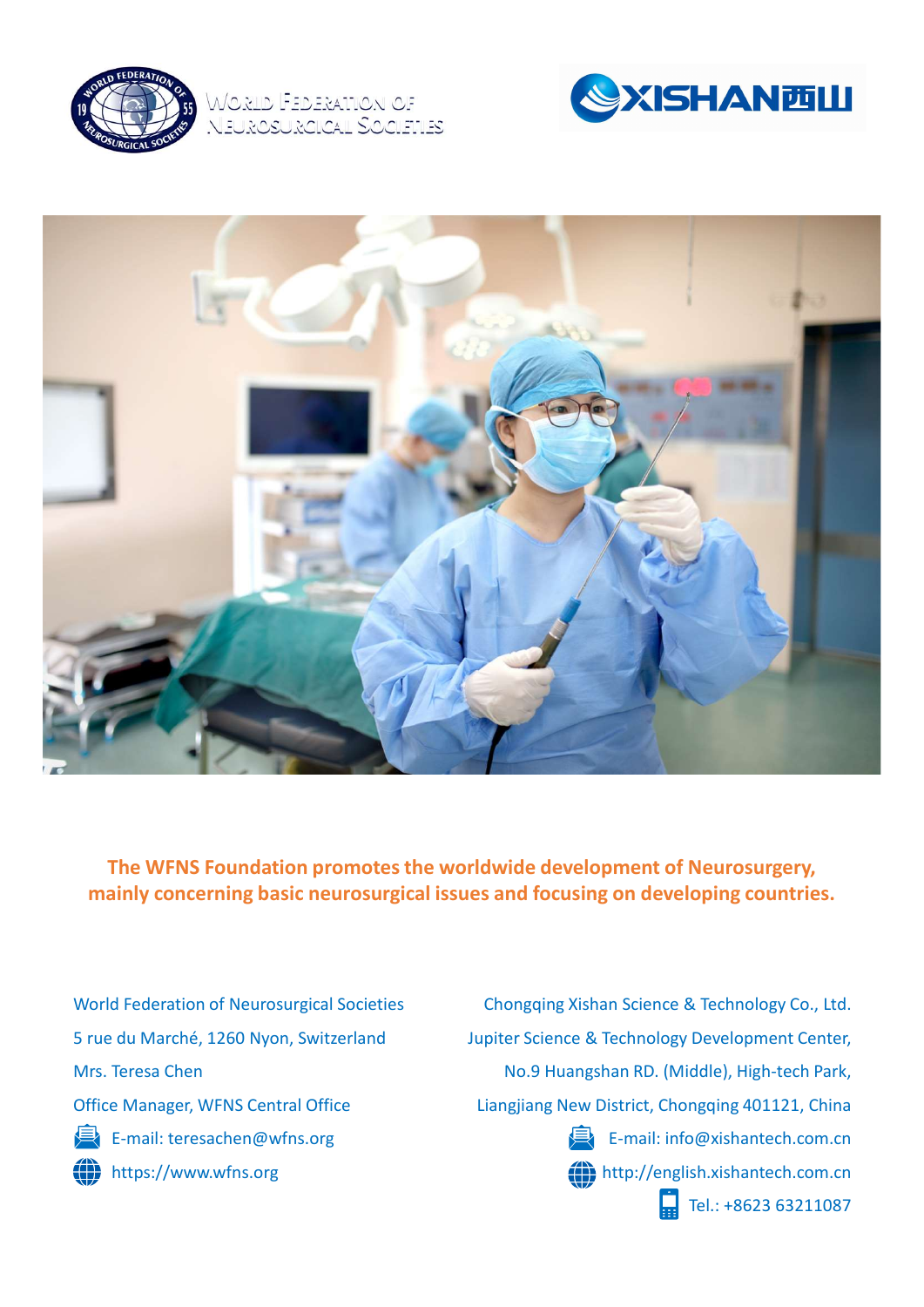World Federation of Neurosurgical Societies

XISHAN西山

**The WFNS Foundation promotes the worldwide development of Neurosurgery, mainly concerning basic neurosurgical issues and focusing on developing countries.**

World Federation of Neurosurgical Societies
5 rue du Marché, 1260 Nyon, Switzerland
Mrs. Teresa Chen
Office Manager, WFNS Central Office
E-mail: teresachen@wfns.org
https://www.wfns.org

Chongqing Xishan Science & Technology Co., Ltd.
Jupiter Science & Technology Development Center,
No.9 Huangshan RD. (Middle), High-tech Park,
Liangjiang New District, Chongqing 401121, China
E-mail: info@xishantech.com.cn
http://english.xishantech.com.cn
Tel.: +8623 63211087